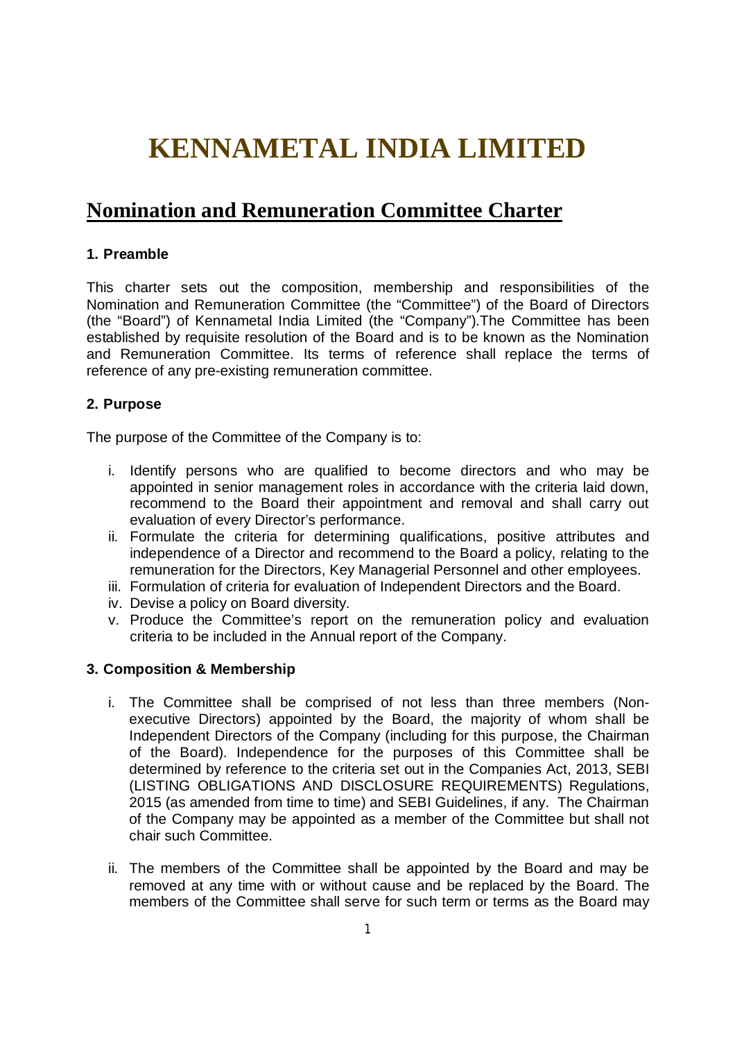# KENNAMETAL INDIA LIMITED

## Nomination and Remuneration Committee Charter

**1. Preamble**

This charter sets out the composition, membership and responsibilities of the Nomination and Remuneration Committee (the "Committee") of the Board of Directors (the "Board") of Kennametal India Limited (the "Company").The Committee has been established by requisite resolution of the Board and is to be known as the Nomination and Remuneration Committee. Its terms of reference shall replace the terms of reference of any pre-existing remuneration committee.

**2. Purpose**

The purpose of the Committee of the Company is to:

i. Identify persons who are qualified to become directors and who may be appointed in senior management roles in accordance with the criteria laid down, recommend to the Board their appointment and removal and shall carry out evaluation of every Director's performance.
ii. Formulate the criteria for determining qualifications, positive attributes and independence of a Director and recommend to the Board a policy, relating to the remuneration for the Directors, Key Managerial Personnel and other employees.
iii. Formulation of criteria for evaluation of Independent Directors and the Board.
iv. Devise a policy on Board diversity.
v. Produce the Committee's report on the remuneration policy and evaluation criteria to be included in the Annual report of the Company.

**3. Composition & Membership**

i. The Committee shall be comprised of not less than three members (Non-executive Directors) appointed by the Board, the majority of whom shall be Independent Directors of the Company (including for this purpose, the Chairman of the Board). Independence for the purposes of this Committee shall be determined by reference to the criteria set out in the Companies Act, 2013, SEBI (LISTING OBLIGATIONS AND DISCLOSURE REQUIREMENTS) Regulations, 2015 (as amended from time to time) and SEBI Guidelines, if any. The Chairman of the Company may be appointed as a member of the Committee but shall not chair such Committee.

ii. The members of the Committee shall be appointed by the Board and may be removed at any time with or without cause and be replaced by the Board. The members of the Committee shall serve for such term or terms as the Board may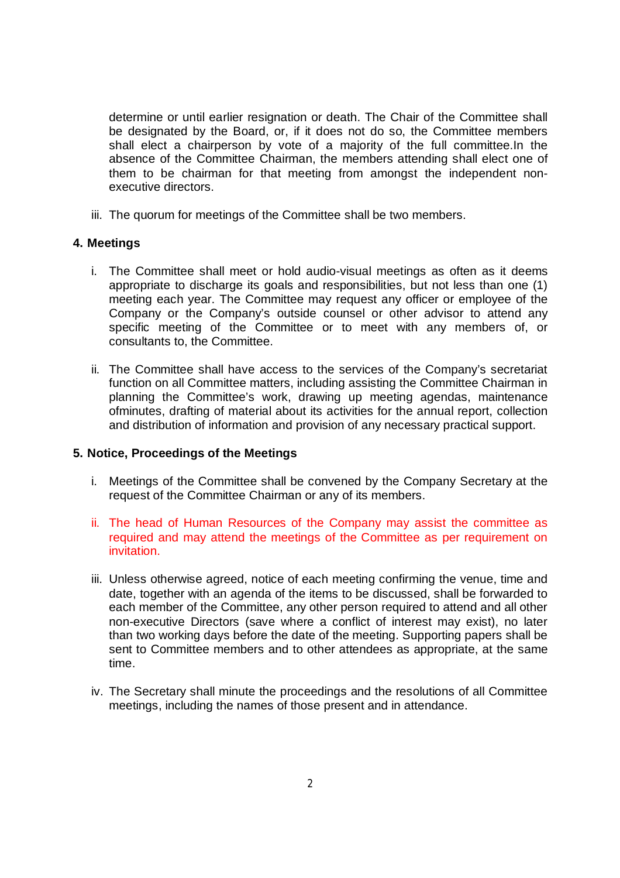determine or until earlier resignation or death. The Chair of the Committee shall be designated by the Board, or, if it does not do so, the Committee members shall elect a chairperson by vote of a majority of the full committee.In the absence of the Committee Chairman, the members attending shall elect one of them to be chairman for that meeting from amongst the independent non-executive directors.

iii. The quorum for meetings of the Committee shall be two members.

## 4. Meetings

i. The Committee shall meet or hold audio-visual meetings as often as it deems appropriate to discharge its goals and responsibilities, but not less than one (1) meeting each year. The Committee may request any officer or employee of the Company or the Company's outside counsel or other advisor to attend any specific meeting of the Committee or to meet with any members of, or consultants to, the Committee.

ii. The Committee shall have access to the services of the Company's secretariat function on all Committee matters, including assisting the Committee Chairman in planning the Committee's work, drawing up meeting agendas, maintenance ofminutes, drafting of material about its activities for the annual report, collection and distribution of information and provision of any necessary practical support.

## 5. Notice, Proceedings of the Meetings

i. Meetings of the Committee shall be convened by the Company Secretary at the request of the Committee Chairman or any of its members.

ii. The head of Human Resources of the Company may assist the committee as required and may attend the meetings of the Committee as per requirement on invitation.

iii. Unless otherwise agreed, notice of each meeting confirming the venue, time and date, together with an agenda of the items to be discussed, shall be forwarded to each member of the Committee, any other person required to attend and all other non-executive Directors (save where a conflict of interest may exist), no later than two working days before the date of the meeting. Supporting papers shall be sent to Committee members and to other attendees as appropriate, at the same time.

iv. The Secretary shall minute the proceedings and the resolutions of all Committee meetings, including the names of those present and in attendance.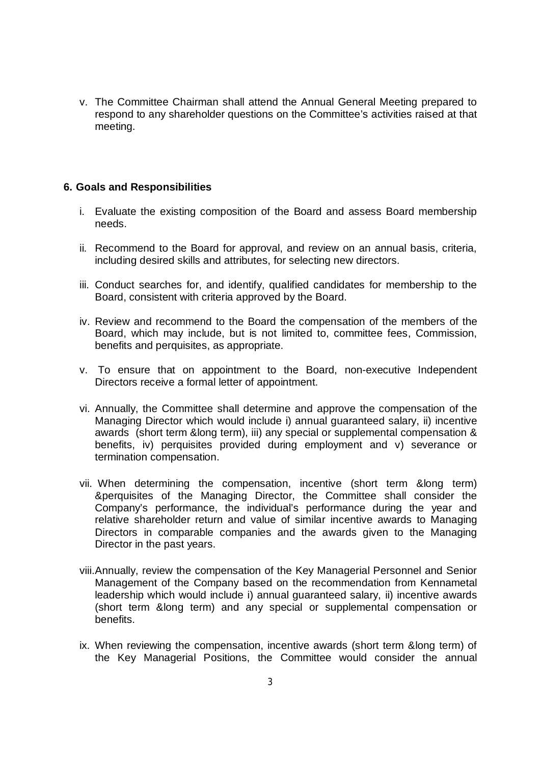v. The Committee Chairman shall attend the Annual General Meeting prepared to respond to any shareholder questions on the Committee's activities raised at that meeting.

**6. Goals and Responsibilities**

i. Evaluate the existing composition of the Board and assess Board membership needs.

ii. Recommend to the Board for approval, and review on an annual basis, criteria, including desired skills and attributes, for selecting new directors.

iii. Conduct searches for, and identify, qualified candidates for membership to the Board, consistent with criteria approved by the Board.

iv. Review and recommend to the Board the compensation of the members of the Board, which may include, but is not limited to, committee fees, Commission, benefits and perquisites, as appropriate.

v. To ensure that on appointment to the Board, non-executive Independent Directors receive a formal letter of appointment.

vi. Annually, the Committee shall determine and approve the compensation of the Managing Director which would include i) annual guaranteed salary, ii) incentive awards (short term &long term), iii) any special or supplemental compensation & benefits, iv) perquisites provided during employment and v) severance or termination compensation.

vii. When determining the compensation, incentive (short term &long term) &perquisites of the Managing Director, the Committee shall consider the Company's performance, the individual's performance during the year and relative shareholder return and value of similar incentive awards to Managing Directors in comparable companies and the awards given to the Managing Director in the past years.

viii. Annually, review the compensation of the Key Managerial Personnel and Senior Management of the Company based on the recommendation from Kennametal leadership which would include i) annual guaranteed salary, ii) incentive awards (short term &long term) and any special or supplemental compensation or benefits.

ix. When reviewing the compensation, incentive awards (short term &long term) of the Key Managerial Positions, the Committee would consider the annual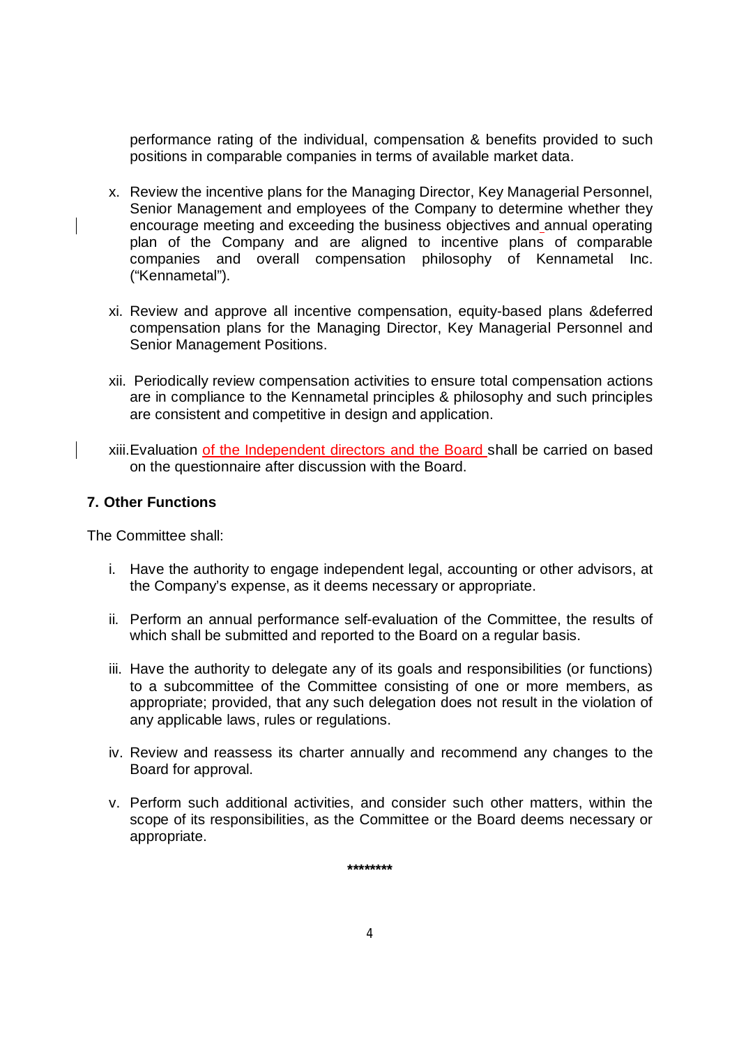performance rating of the individual, compensation & benefits provided to such positions in comparable companies in terms of available market data.

x. Review the incentive plans for the Managing Director, Key Managerial Personnel, Senior Management and employees of the Company to determine whether they encourage meeting and exceeding the business objectives and annual operating plan of the Company and are aligned to incentive plans of comparable companies and overall compensation philosophy of Kennametal Inc. ("Kennametal").

xi. Review and approve all incentive compensation, equity-based plans &deferred compensation plans for the Managing Director, Key Managerial Personnel and Senior Management Positions.

xii. Periodically review compensation activities to ensure total compensation actions are in compliance to the Kennametal principles & philosophy and such principles are consistent and competitive in design and application.

xiii. Evaluation of the Independent directors and the Board shall be carried on based on the questionnaire after discussion with the Board.

### 7. Other Functions

The Committee shall:

i. Have the authority to engage independent legal, accounting or other advisors, at the Company's expense, as it deems necessary or appropriate.

ii. Perform an annual performance self-evaluation of the Committee, the results of which shall be submitted and reported to the Board on a regular basis.

iii. Have the authority to delegate any of its goals and responsibilities (or functions) to a subcommittee of the Committee consisting of one or more members, as appropriate; provided, that any such delegation does not result in the violation of any applicable laws, rules or regulations.

iv. Review and reassess its charter annually and recommend any changes to the Board for approval.

v. Perform such additional activities, and consider such other matters, within the scope of its responsibilities, as the Committee or the Board deems necessary or appropriate.

********